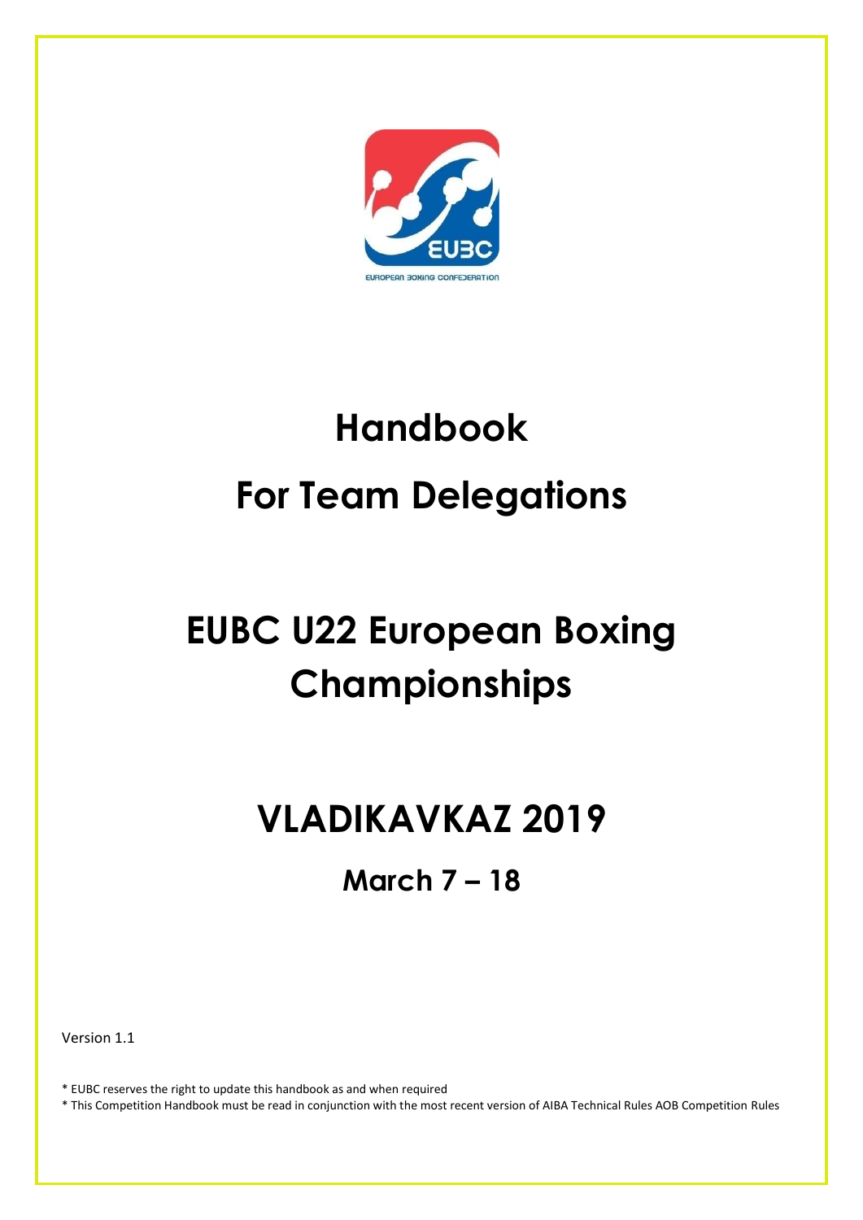# Handbook

# For Team Delegations

# EUBC U22 European Boxing Championships

# VLADIKAVKAZ 2019

## March 7 – 18

Version 1.1

* EUBC reserves the right to update this handbook as and when required
* This Competition Handbook must be read in conjunction with the most recent version of AIBA Technical Rules AOB Competition Rules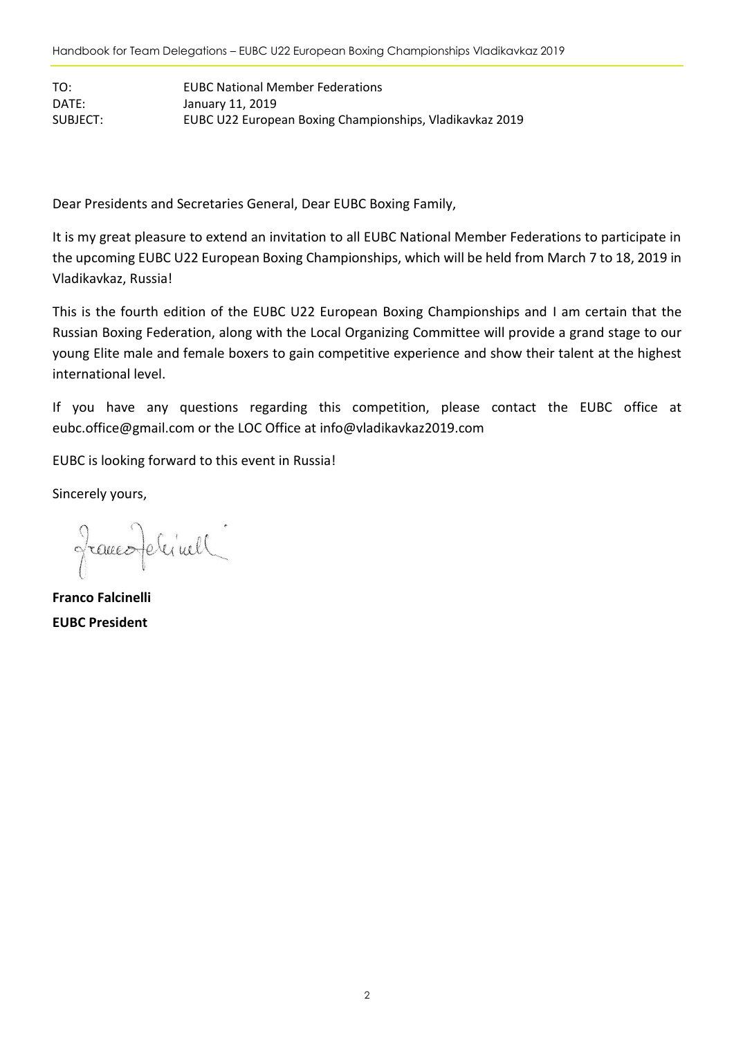| | |
|---|---|
| TO: | EUBC National Member Federations |
| DATE: | January 11, 2019 |
| SUBJECT: | EUBC U22 European Boxing Championships, Vladikavkaz 2019 |

Dear Presidents and Secretaries General, Dear EUBC Boxing Family,

It is my great pleasure to extend an invitation to all EUBC National Member Federations to participate in the upcoming EUBC U22 European Boxing Championships, which will be held from March 7 to 18, 2019 in Vladikavkaz, Russia!

This is the fourth edition of the EUBC U22 European Boxing Championships and I am certain that the Russian Boxing Federation, along with the Local Organizing Committee will provide a grand stage to our young Elite male and female boxers to gain competitive experience and show their talent at the highest international level.

If you have any questions regarding this competition, please contact the EUBC office at eubc.office@gmail.com or the LOC Office at info@vladikavkaz2019.com

EUBC is looking forward to this event in Russia!

Sincerely yours,

**Franco Falcinelli**
**EUBC President**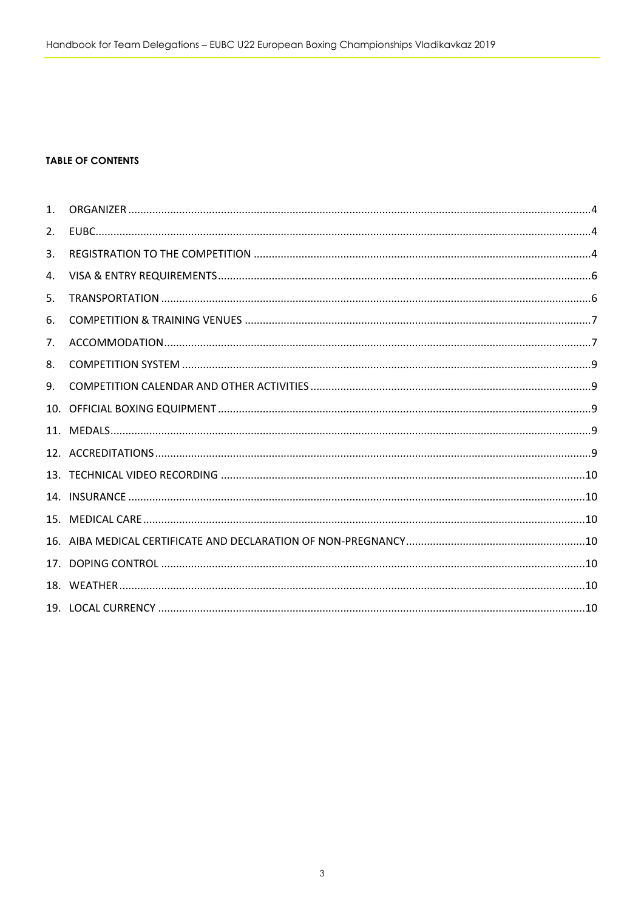**TABLE OF CONTENTS**

1. ORGANIZER ... 4
2. EUBC ... 4
3. REGISTRATION TO THE COMPETITION ... 4
4. VISA & ENTRY REQUIREMENTS ... 6
5. TRANSPORTATION ... 6
6. COMPETITION & TRAINING VENUES ... 7
7. ACCOMMODATION ... 7
8. COMPETITION SYSTEM ... 9
9. COMPETITION CALENDAR AND OTHER ACTIVITIES ... 9
10. OFFICIAL BOXING EQUIPMENT ... 9
11. MEDALS ... 9
12. ACCREDITATIONS ... 9
13. TECHNICAL VIDEO RECORDING ... 10
14. INSURANCE ... 10
15. MEDICAL CARE ... 10
16. AIBA MEDICAL CERTIFICATE AND DECLARATION OF NON-PREGNANCY ... 10
17. DOPING CONTROL ... 10
18. WEATHER ... 10
19. LOCAL CURRENCY ... 10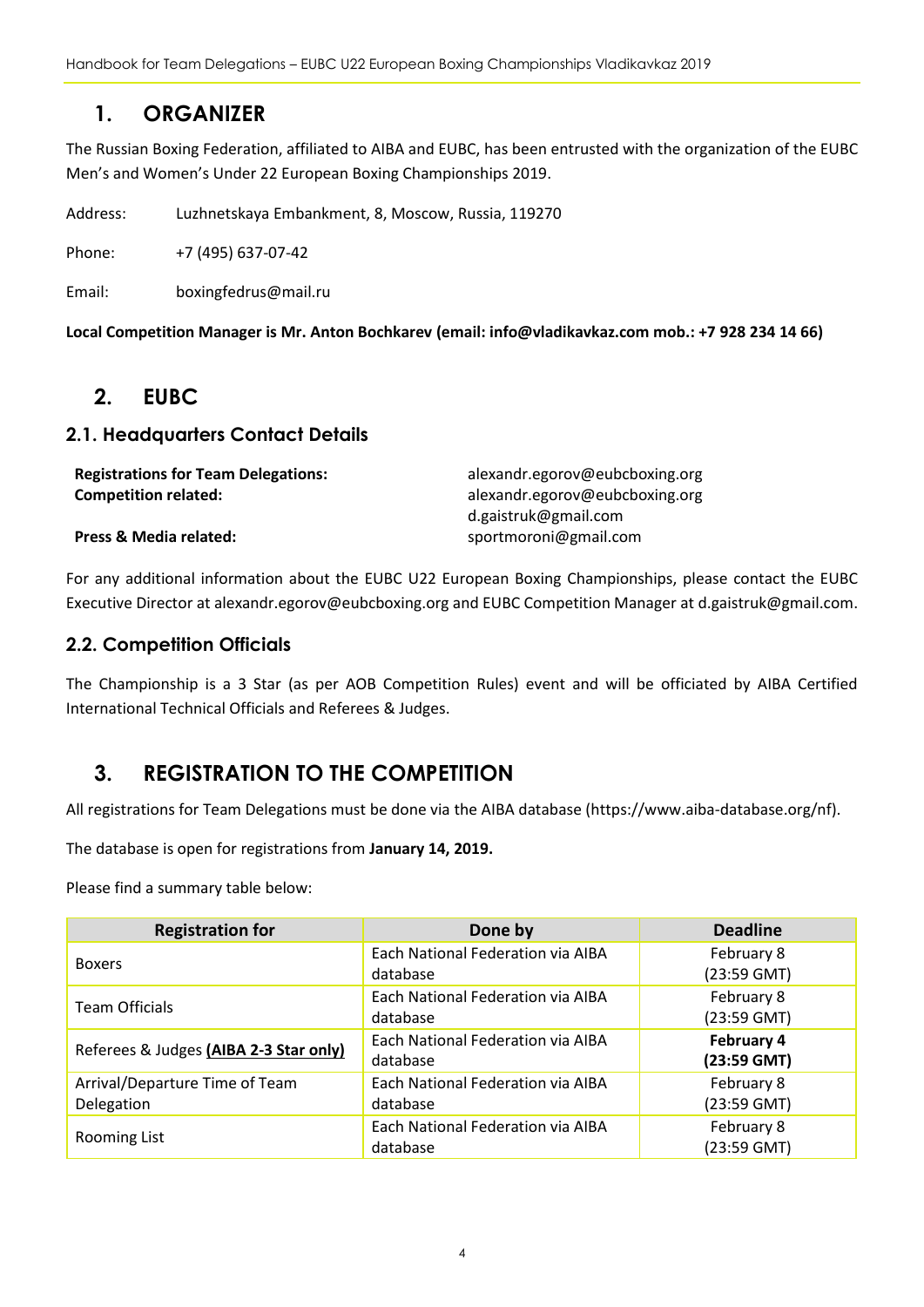## 1. ORGANIZER

The Russian Boxing Federation, affiliated to AIBA and EUBC, has been entrusted with the organization of the EUBC Men's and Women's Under 22 European Boxing Championships 2019.

Address: Luzhnetskaya Embankment, 8, Moscow, Russia, 119270

Phone: +7 (495) 637-07-42

Email: boxingfedrus@mail.ru

**Local Competition Manager is Mr. Anton Bochkarev (email: info@vladikavkaz.com mob.: +7 928 234 14 66)**

## 2. EUBC

### 2.1. Headquarters Contact Details

**Registrations for Team Delegations:** alexandr.egorov@eubcboxing.org

**Competition related:** alexandr.egorov@eubcboxing.org
d.gaistruk@gmail.com

**Press & Media related:** sportmoroni@gmail.com

For any additional information about the EUBC U22 European Boxing Championships, please contact the EUBC Executive Director at alexandr.egorov@eubcboxing.org and EUBC Competition Manager at d.gaistruk@gmail.com.

### 2.2. Competition Officials

The Championship is a 3 Star (as per AOB Competition Rules) event and will be officiated by AIBA Certified International Technical Officials and Referees & Judges.

## 3. REGISTRATION TO THE COMPETITION

All registrations for Team Delegations must be done via the AIBA database (https://www.aiba-database.org/nf).

The database is open for registrations from **January 14, 2019.**

Please find a summary table below:

| Registration for | Done by | Deadline |
|---|---|---|
| Boxers | Each National Federation via AIBA database | February 8 (23:59 GMT) |
| Team Officials | Each National Federation via AIBA database | February 8 (23:59 GMT) |
| Referees & Judges **(AIBA 2-3 Star only)** | Each National Federation via AIBA database | **February 4 (23:59 GMT)** |
| Arrival/Departure Time of Team Delegation | Each National Federation via AIBA database | February 8 (23:59 GMT) |
| Rooming List | Each National Federation via AIBA database | February 8 (23:59 GMT) |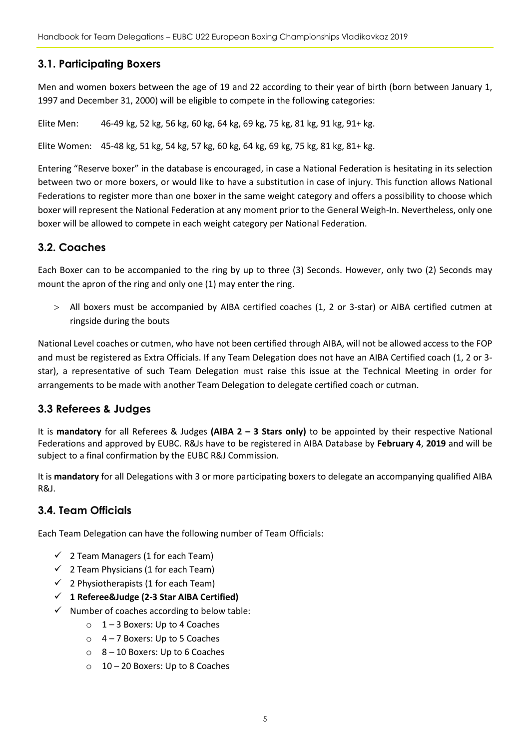## 3.1. Participating Boxers

Men and women boxers between the age of 19 and 22 according to their year of birth (born between January 1, 1997 and December 31, 2000) will be eligible to compete in the following categories:

Elite Men: 46-49 kg, 52 kg, 56 kg, 60 kg, 64 kg, 69 kg, 75 kg, 81 kg, 91 kg, 91+ kg.

Elite Women: 45-48 kg, 51 kg, 54 kg, 57 kg, 60 kg, 64 kg, 69 kg, 75 kg, 81 kg, 81+ kg.

Entering "Reserve boxer" in the database is encouraged, in case a National Federation is hesitating in its selection between two or more boxers, or would like to have a substitution in case of injury. This function allows National Federations to register more than one boxer in the same weight category and offers a possibility to choose which boxer will represent the National Federation at any moment prior to the General Weigh-In. Nevertheless, only one boxer will be allowed to compete in each weight category per National Federation.

## 3.2. Coaches

Each Boxer can to be accompanied to the ring by up to three (3) Seconds. However, only two (2) Seconds may mount the apron of the ring and only one (1) may enter the ring.

- All boxers must be accompanied by AIBA certified coaches (1, 2 or 3-star) or AIBA certified cutmen at ringside during the bouts

National Level coaches or cutmen, who have not been certified through AIBA, will not be allowed access to the FOP and must be registered as Extra Officials. If any Team Delegation does not have an AIBA Certified coach (1, 2 or 3-star), a representative of such Team Delegation must raise this issue at the Technical Meeting in order for arrangements to be made with another Team Delegation to delegate certified coach or cutman.

## 3.3 Referees & Judges

It is **mandatory** for all Referees & Judges **(AIBA 2 – 3 Stars only)** to be appointed by their respective National Federations and approved by EUBC. R&Js have to be registered in AIBA Database by **February 4**, **2019** and will be subject to a final confirmation by the EUBC R&J Commission.

It is **mandatory** for all Delegations with 3 or more participating boxers to delegate an accompanying qualified AIBA R&J.

## 3.4. Team Officials

Each Team Delegation can have the following number of Team Officials:

- 2 Team Managers (1 for each Team)
- 2 Team Physicians (1 for each Team)
- 2 Physiotherapists (1 for each Team)
- **1 Referee&Judge (2-3 Star AIBA Certified)**
- Number of coaches according to below table:
  - 1 – 3 Boxers: Up to 4 Coaches
  - 4 – 7 Boxers: Up to 5 Coaches
  - 8 – 10 Boxers: Up to 6 Coaches
  - 10 – 20 Boxers: Up to 8 Coaches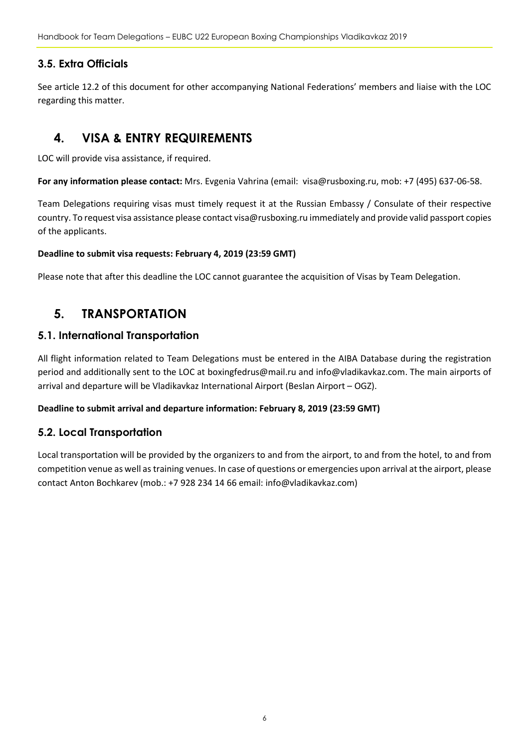### 3.5. Extra Officials

See article 12.2 of this document for other accompanying National Federations' members and liaise with the LOC regarding this matter.

## 4. VISA & ENTRY REQUIREMENTS

LOC will provide visa assistance, if required.

**For any information please contact:** Mrs. Evgenia Vahrina (email: visa@rusboxing.ru, mob: +7 (495) 637-06-58.

Team Delegations requiring visas must timely request it at the Russian Embassy / Consulate of their respective country. To request visa assistance please contact visa@rusboxing.ru immediately and provide valid passport copies of the applicants.

**Deadline to submit visa requests: February 4, 2019 (23:59 GMT)**

Please note that after this deadline the LOC cannot guarantee the acquisition of Visas by Team Delegation.

## 5. TRANSPORTATION

### 5.1. International Transportation

All flight information related to Team Delegations must be entered in the AIBA Database during the registration period and additionally sent to the LOC at boxingfedrus@mail.ru and info@vladikavkaz.com. The main airports of arrival and departure will be Vladikavkaz International Airport (Beslan Airport – OGZ).

**Deadline to submit arrival and departure information: February 8, 2019 (23:59 GMT)**

### 5.2. Local Transportation

Local transportation will be provided by the organizers to and from the airport, to and from the hotel, to and from competition venue as well as training venues. In case of questions or emergencies upon arrival at the airport, please contact Anton Bochkarev (mob.: +7 928 234 14 66 email: info@vladikavkaz.com)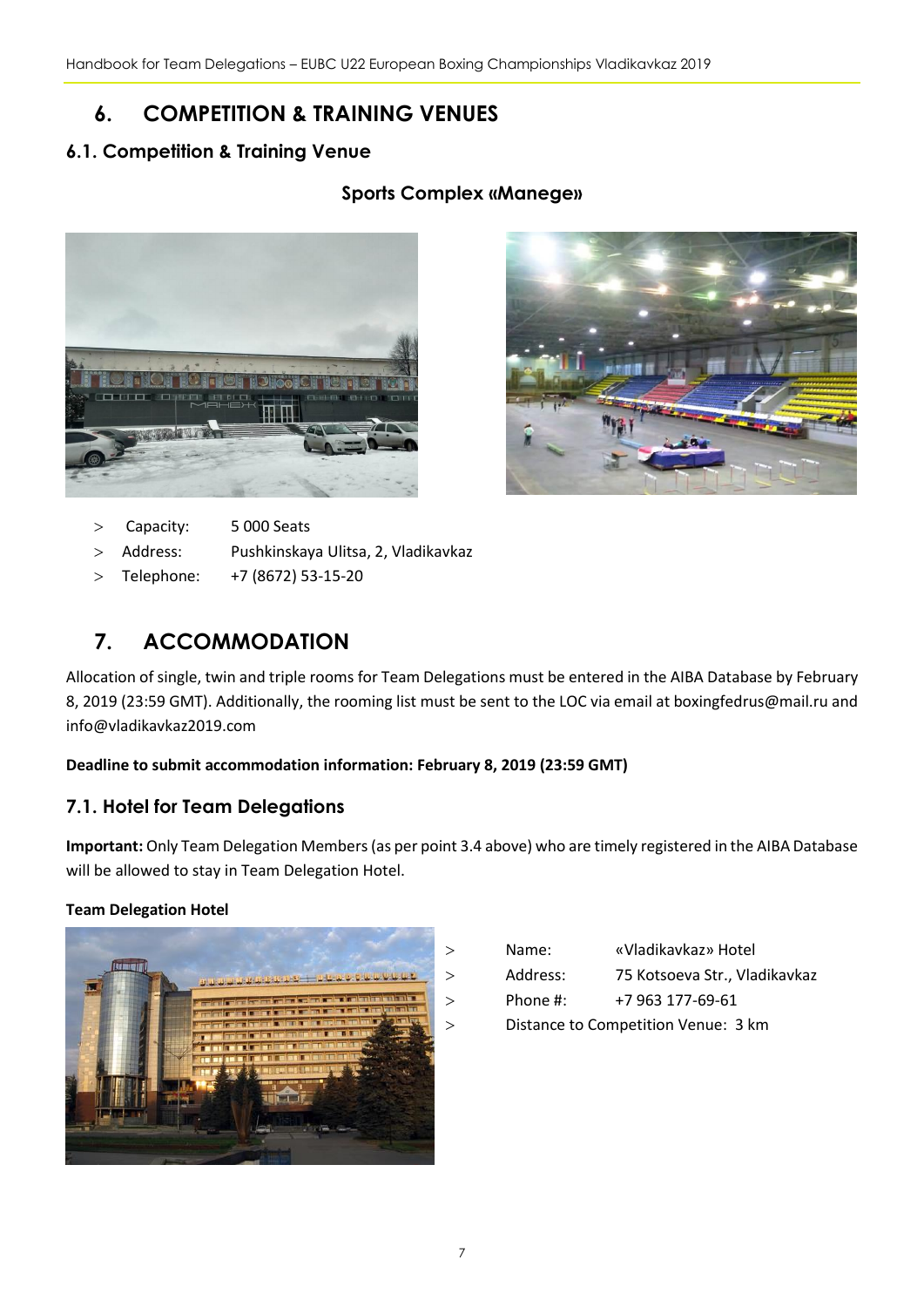# 6. COMPETITION & TRAINING VENUES

## 6.1. Competition & Training Venue

**Sports Complex «Manege»**

- Capacity: 5 000 Seats
- Address: Pushkinskaya Ulitsa, 2, Vladikavkaz
- Telephone: +7 (8672) 53-15-20

# 7. ACCOMMODATION

Allocation of single, twin and triple rooms for Team Delegations must be entered in the AIBA Database by February 8, 2019 (23:59 GMT). Additionally, the rooming list must be sent to the LOC via email at boxingfedrus@mail.ru and info@vladikavkaz2019.com

**Deadline to submit accommodation information: February 8, 2019 (23:59 GMT)**

## 7.1. Hotel for Team Delegations

**Important:** Only Team Delegation Members (as per point 3.4 above) who are timely registered in the AIBA Database will be allowed to stay in Team Delegation Hotel.

**Team Delegation Hotel**

- Name: «Vladikavkaz» Hotel
- Address: 75 Kotsoeva Str., Vladikavkaz
- Phone #: +7 963 177-69-61
- Distance to Competition Venue: 3 km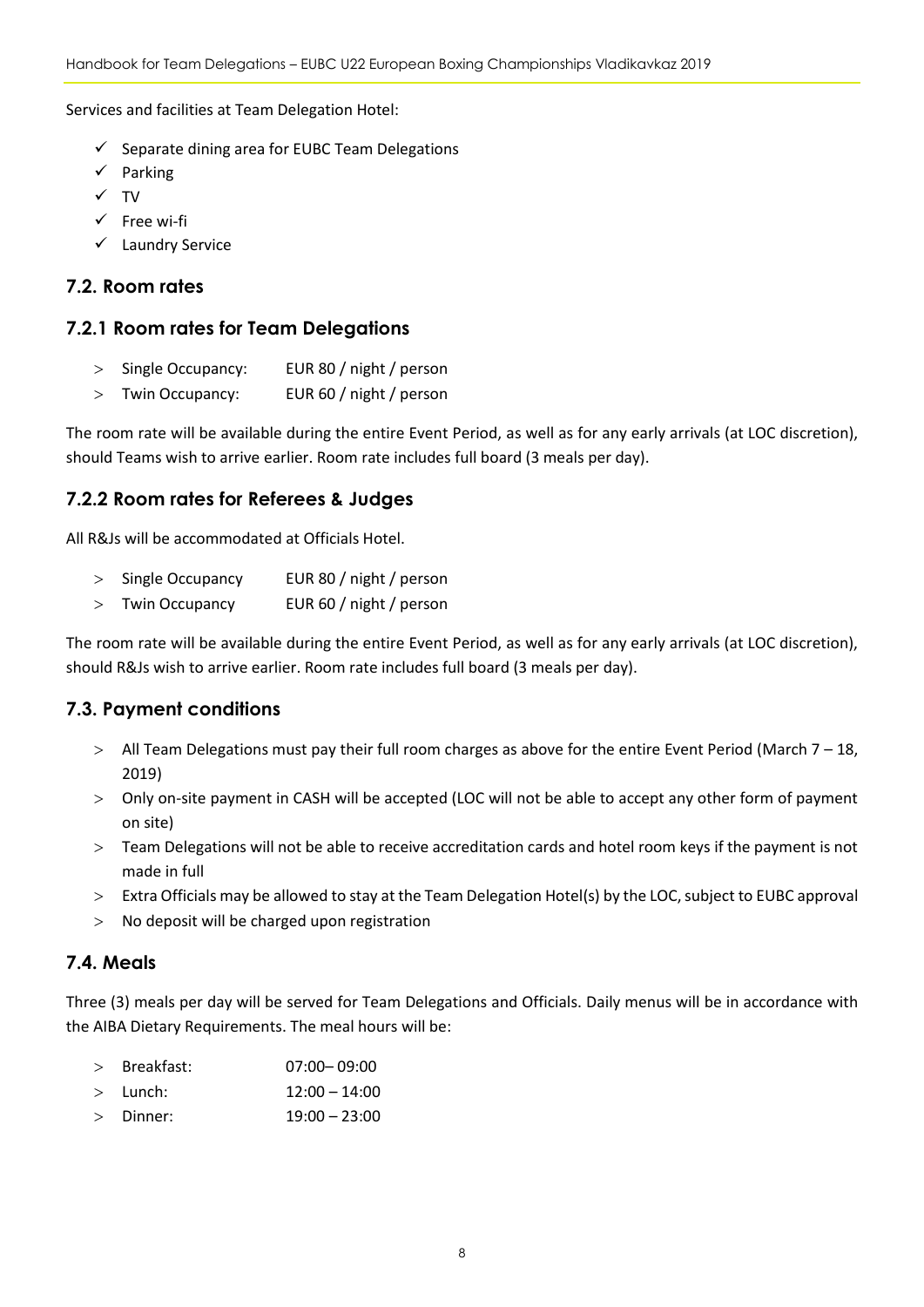Services and facilities at Team Delegation Hotel:

- ✓ Separate dining area for EUBC Team Delegations
- ✓ Parking
- ✓ TV
- ✓ Free wi-fi
- ✓ Laundry Service

## 7.2. Room rates

### 7.2.1 Room rates for Team Delegations

- Single Occupancy: EUR 80 / night / person
- Twin Occupancy: EUR 60 / night / person

The room rate will be available during the entire Event Period, as well as for any early arrivals (at LOC discretion), should Teams wish to arrive earlier. Room rate includes full board (3 meals per day).

### 7.2.2 Room rates for Referees & Judges

All R&Js will be accommodated at Officials Hotel.

- Single Occupancy EUR 80 / night / person
- Twin Occupancy EUR 60 / night / person

The room rate will be available during the entire Event Period, as well as for any early arrivals (at LOC discretion), should R&Js wish to arrive earlier. Room rate includes full board (3 meals per day).

## 7.3. Payment conditions

- All Team Delegations must pay their full room charges as above for the entire Event Period (March 7 – 18, 2019)
- Only on-site payment in CASH will be accepted (LOC will not be able to accept any other form of payment on site)
- Team Delegations will not be able to receive accreditation cards and hotel room keys if the payment is not made in full
- Extra Officials may be allowed to stay at the Team Delegation Hotel(s) by the LOC, subject to EUBC approval
- No deposit will be charged upon registration

## 7.4. Meals

Three (3) meals per day will be served for Team Delegations and Officials. Daily menus will be in accordance with the AIBA Dietary Requirements. The meal hours will be:

- Breakfast: 07:00– 09:00
- Lunch: 12:00 – 14:00
- Dinner: 19:00 – 23:00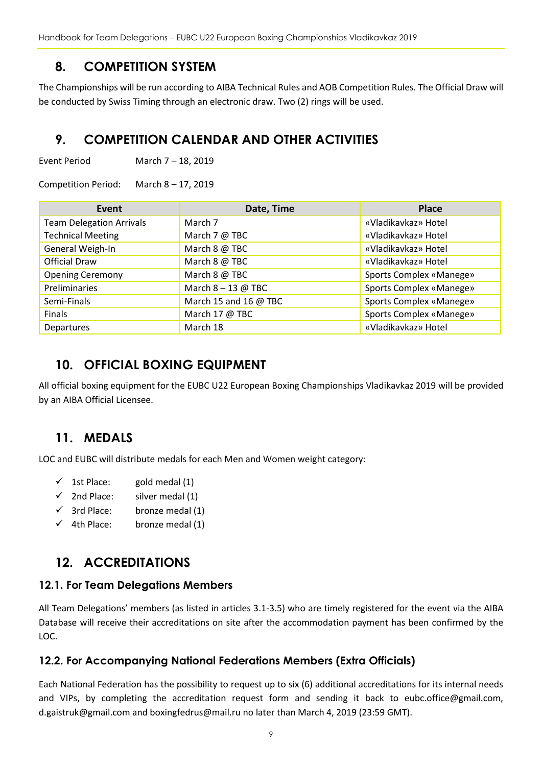## 8. COMPETITION SYSTEM

The Championships will be run according to AIBA Technical Rules and AOB Competition Rules. The Official Draw will be conducted by Swiss Timing through an electronic draw. Two (2) rings will be used.

## 9. COMPETITION CALENDAR AND OTHER ACTIVITIES

Event Period March 7 – 18, 2019

Competition Period: March 8 – 17, 2019

| Event | Date, Time | Place |
|---|---|---|
| Team Delegation Arrivals | March 7 | «Vladikavkaz» Hotel |
| Technical Meeting | March 7 @ TBC | «Vladikavkaz» Hotel |
| General Weigh-In | March 8 @ TBC | «Vladikavkaz» Hotel |
| Official Draw | March 8 @ TBC | «Vladikavkaz» Hotel |
| Opening Ceremony | March 8 @ TBC | Sports Complex «Manege» |
| Preliminaries | March 8 – 13 @ TBC | Sports Complex «Manege» |
| Semi-Finals | March 15 and 16 @ TBC | Sports Complex «Manege» |
| Finals | March 17 @ TBC | Sports Complex «Manege» |
| Departures | March 18 | «Vladikavkaz» Hotel |

## 10. OFFICIAL BOXING EQUIPMENT

All official boxing equipment for the EUBC U22 European Boxing Championships Vladikavkaz 2019 will be provided by an AIBA Official Licensee.

## 11. MEDALS

LOC and EUBC will distribute medals for each Men and Women weight category:

- ✓ 1st Place: gold medal (1)
- ✓ 2nd Place: silver medal (1)
- ✓ 3rd Place: bronze medal (1)
- ✓ 4th Place: bronze medal (1)

## 12. ACCREDITATIONS

### 12.1. For Team Delegations Members

All Team Delegations' members (as listed in articles 3.1-3.5) who are timely registered for the event via the AIBA Database will receive their accreditations on site after the accommodation payment has been confirmed by the LOC.

### 12.2. For Accompanying National Federations Members (Extra Officials)

Each National Federation has the possibility to request up to six (6) additional accreditations for its internal needs and VIPs, by completing the accreditation request form and sending it back to eubc.office@gmail.com, d.gaistruk@gmail.com and boxingfedrus@mail.ru no later than March 4, 2019 (23:59 GMT).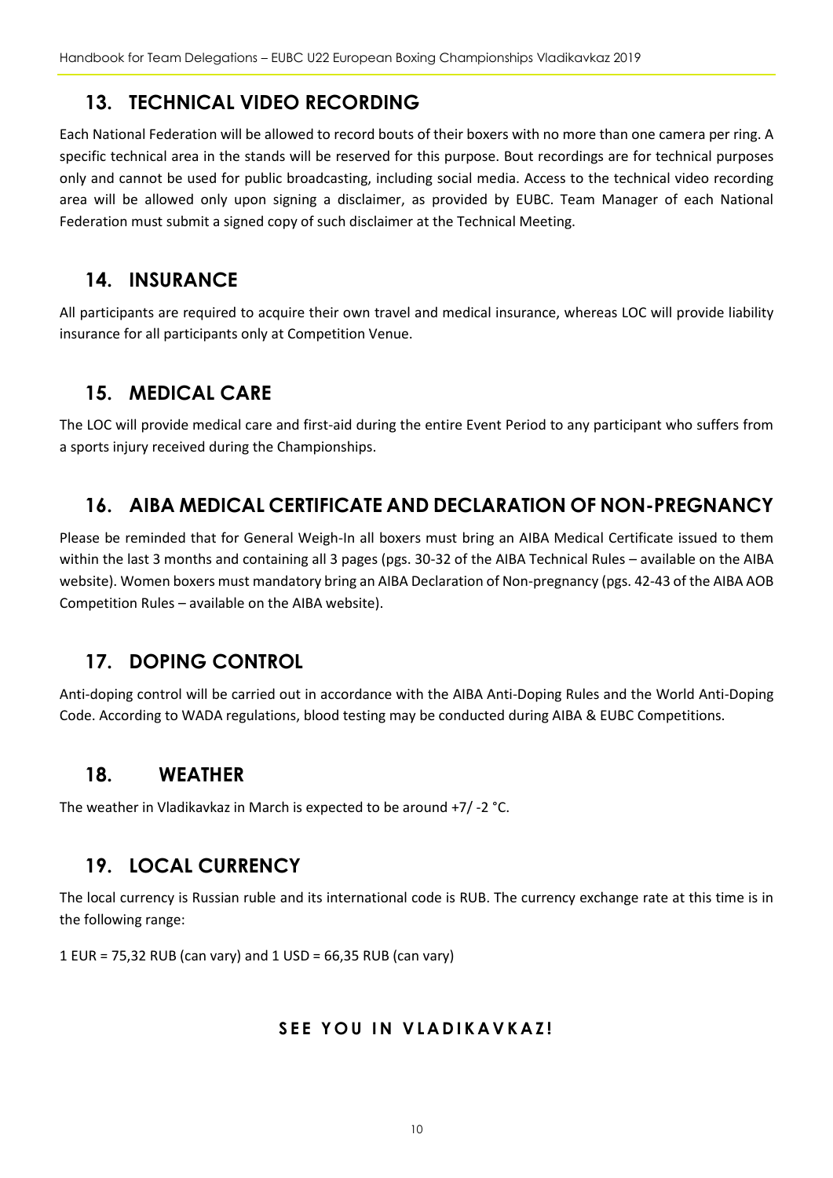## 13. TECHNICAL VIDEO RECORDING

Each National Federation will be allowed to record bouts of their boxers with no more than one camera per ring. A specific technical area in the stands will be reserved for this purpose. Bout recordings are for technical purposes only and cannot be used for public broadcasting, including social media. Access to the technical video recording area will be allowed only upon signing a disclaimer, as provided by EUBC. Team Manager of each National Federation must submit a signed copy of such disclaimer at the Technical Meeting.

## 14. INSURANCE

All participants are required to acquire their own travel and medical insurance, whereas LOC will provide liability insurance for all participants only at Competition Venue.

## 15. MEDICAL CARE

The LOC will provide medical care and first-aid during the entire Event Period to any participant who suffers from a sports injury received during the Championships.

## 16. AIBA MEDICAL CERTIFICATE AND DECLARATION OF NON-PREGNANCY

Please be reminded that for General Weigh-In all boxers must bring an AIBA Medical Certificate issued to them within the last 3 months and containing all 3 pages (pgs. 30-32 of the AIBA Technical Rules – available on the AIBA website). Women boxers must mandatory bring an AIBA Declaration of Non-pregnancy (pgs. 42-43 of the AIBA AOB Competition Rules – available on the AIBA website).

## 17. DOPING CONTROL

Anti-doping control will be carried out in accordance with the AIBA Anti-Doping Rules and the World Anti-Doping Code. According to WADA regulations, blood testing may be conducted during AIBA & EUBC Competitions.

## 18. WEATHER

The weather in Vladikavkaz in March is expected to be around +7/ -2 °C.

## 19. LOCAL CURRENCY

The local currency is Russian ruble and its international code is RUB. The currency exchange rate at this time is in the following range:

1 EUR = 75,32 RUB (can vary) and 1 USD = 66,35 RUB (can vary)

**SEE YOU IN VLADIKAVKAZ!**